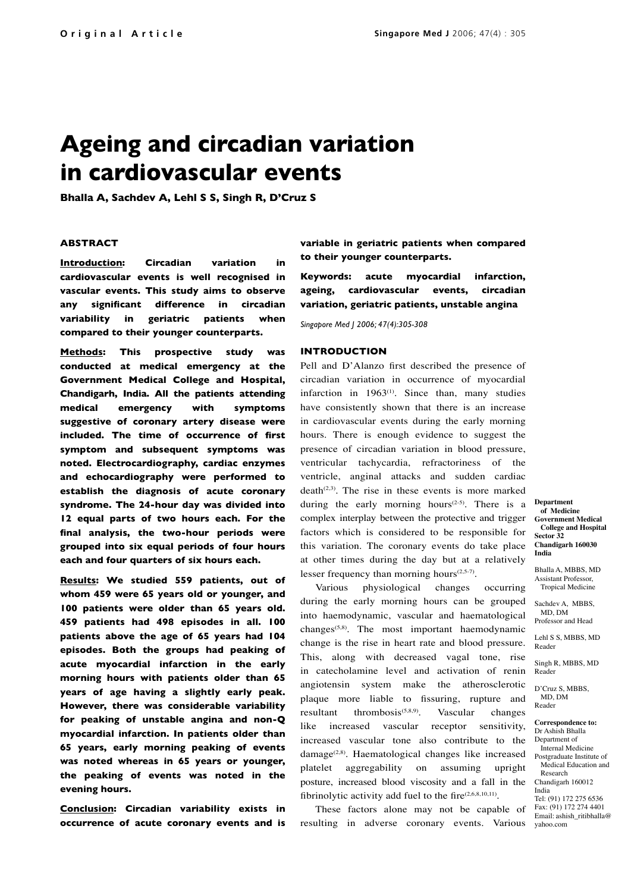Original Article

# Ageing and circadian variation in cardiovascular events

**Bhalla A, Sachdev A, Lehl S S, Singh R, D'Cruz S**

### ABSTRACT

**Introduction: Circadian variation in cardiovascular events is well recognised in vascular events. This study aims to observe any significant difference in circadian variability in geriatric patients when compared to their younger counterparts.**

**Methods: This prospective study was conducted at medical emergency at the Government Medical College and Hospital, Chandigarh, India. All the patients attending medical emergency with symptoms suggestive of coronary artery disease were included. The time of occurrence of first symptom and subsequent symptoms was noted. Electrocardiography, cardiac enzymes and echocardiography were performed to establish the diagnosis of acute coronary syndrome. The 24-hour day was divided into 12 equal parts of two hours each. For the final analysis, the two-hour periods were grouped into six equal periods of four hours each and four quarters of six hours each.**

**Results: We studied 559 patients, out of whom 459 were 65 years old or younger, and 100 patients were older than 65 years old. 459 patients had 498 episodes in all. 100 patients above the age of 65 years had 104 episodes. Both the groups had peaking of acute myocardial infarction in the early morning hours with patients older than 65 years of age having a slightly early peak. However, there was considerable variability for peaking of unstable angina and non-Q myocardial infarction. In patients older than 65 years, early morning peaking of events was noted whereas in 65 years or younger, the peaking of events was noted in the evening hours.**

**Conclusion: Circadian variability exists in occurrence of acute coronary events and is variable in geriatric patients when compared to their younger counterparts.**

**Keywords: acute myocardial infarction, ageing, cardiovascular events, circadian variation, geriatric patients, unstable angina**

*Singapore Med J 2006; 47(4):305-308*

### INTRODUCTION

Pell and D'Alanzo first described the presence of circadian variation in occurrence of myocardial infarction in 1963[1]. Since than, many studies have consistently shown that there is an increase in cardiovascular events during the early morning hours. There is enough evidence to suggest the presence of circadian variation in blood pressure, ventricular tachycardia, refractoriness of the ventricle, anginal attacks and sudden cardiac death[2,3]. The rise in these events is more marked during the early morning hours[2-5]. There is a complex interplay between the protective and trigger factors which is considered to be responsible for this variation. The coronary events do take place at other times during the day but at a relatively lesser frequency than morning hours[2,5-7].

Various physiological changes occurring during the early morning hours can be grouped into haemodynamic, vascular and haematological changes[5,8]. The most important haemodynamic change is the rise in heart rate and blood pressure. This, along with decreased vagal tone, rise in catecholamine level and activation of renin angiotensin system make the atherosclerotic plaque more liable to fissuring, rupture and resultant thrombosis[5,8,9]. Vascular changes like increased vascular receptor sensitivity, increased vascular tone also contribute to the damage[2,8]. Haematological changes like increased platelet aggregability on assuming upright posture, increased blood viscosity and a fall in the fibrinolytic activity add fuel to the fire[2,6,8,10,11].

These factors alone may not be capable of resulting in adverse coronary events. Various

**Department of Medicine**
**Government Medical College and Hospital**
**Sector 32**
**Chandigarh 160030**
**India**

Bhalla A, MBBS, MD
Assistant Professor, Tropical Medicine

Sachdev A, MBBS, MD, DM
Professor and Head

Lehl S S, MBBS, MD
Reader

Singh R, MBBS, MD
Reader

D'Cruz S, MBBS, MD, DM
Reader

**Correspondence to:**
Dr Ashish Bhalla
Department of Internal Medicine
Postgraduate Institute of Medical Education and Research
Chandigarh 160012
India
Tel: (91) 172 275 6536
Fax: (91) 172 274 4401
Email: ashish_ritibhalla@yahoo.com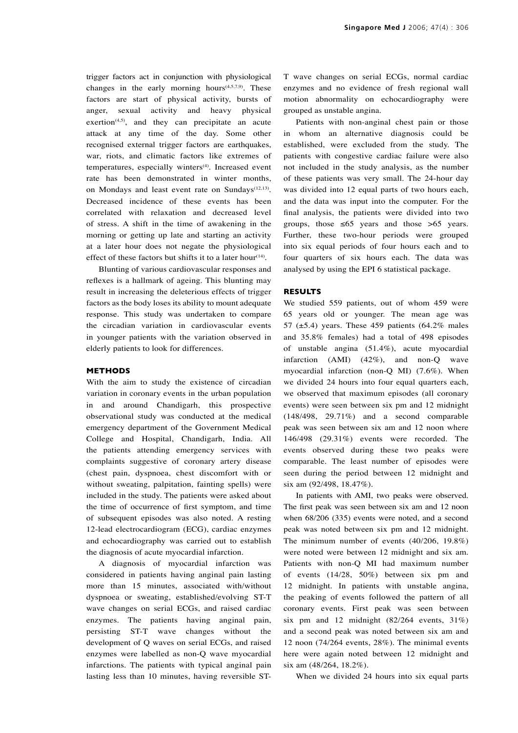trigger factors act in conjunction with physiological changes in the early morning hours[4,5,7,9]. These factors are start of physical activity, bursts of anger, sexual activity and heavy physical exertion[4,5], and they can precipitate an acute attack at any time of the day. Some other recognised external trigger factors are earthquakes, war, riots, and climatic factors like extremes of temperatures, especially winters[4]. Increased event rate has been demonstrated in winter months, on Mondays and least event rate on Sundays[12,13]. Decreased incidence of these events has been correlated with relaxation and decreased level of stress. A shift in the time of awakening in the morning or getting up late and starting an activity at a later hour does not negate the physiological effect of these factors but shifts it to a later hour[14].

Blunting of various cardiovascular responses and reflexes is a hallmark of ageing. This blunting may result in increasing the deleterious effects of trigger factors as the body loses its ability to mount adequate response. This study was undertaken to compare the circadian variation in cardiovascular events in younger patients with the variation observed in elderly patients to look for differences.

## METHODS

With the aim to study the existence of circadian variation in coronary events in the urban population in and around Chandigarh, this prospective observational study was conducted at the medical emergency department of the Government Medical College and Hospital, Chandigarh, India. All the patients attending emergency services with complaints suggestive of coronary artery disease (chest pain, dyspnoea, chest discomfort with or without sweating, palpitation, fainting spells) were included in the study. The patients were asked about the time of occurrence of first symptom, and time of subsequent episodes was also noted. A resting 12-lead electrocardiogram (ECG), cardiac enzymes and echocardiography was carried out to establish the diagnosis of acute myocardial infarction.

A diagnosis of myocardial infarction was considered in patients having anginal pain lasting more than 15 minutes, associated with/without dyspnoea or sweating, established/evolving ST-T wave changes on serial ECGs, and raised cardiac enzymes. The patients having anginal pain, persisting ST-T wave changes without the development of Q waves on serial ECGs, and raised enzymes were labelled as non-Q wave myocardial infarctions. The patients with typical anginal pain lasting less than 10 minutes, having reversible ST-T wave changes on serial ECGs, normal cardiac enzymes and no evidence of fresh regional wall motion abnormality on echocardiography were grouped as unstable angina.

Patients with non-anginal chest pain or those in whom an alternative diagnosis could be established, were excluded from the study. The patients with congestive cardiac failure were also not included in the study analysis, as the number of these patients was very small. The 24-hour day was divided into 12 equal parts of two hours each, and the data was input into the computer. For the final analysis, the patients were divided into two groups, those ≤65 years and those >65 years. Further, these two-hour periods were grouped into six equal periods of four hours each and to four quarters of six hours each. The data was analysed by using the EPI 6 statistical package.

## RESULTS

We studied 559 patients, out of whom 459 were 65 years old or younger. The mean age was 57 (±5.4) years. These 459 patients (64.2% males and 35.8% females) had a total of 498 episodes of unstable angina (51.4%), acute myocardial infarction (AMI) (42%), and non-Q wave myocardial infarction (non-Q MI) (7.6%). When we divided 24 hours into four equal quarters each, we observed that maximum episodes (all coronary events) were seen between six pm and 12 midnight (148/498, 29.71%) and a second comparable peak was seen between six am and 12 noon where 146/498 (29.31%) events were recorded. The events observed during these two peaks were comparable. The least number of episodes were seen during the period between 12 midnight and six am (92/498, 18.47%).

In patients with AMI, two peaks were observed. The first peak was seen between six am and 12 noon when 68/206 (335) events were noted, and a second peak was noted between six pm and 12 midnight. The minimum number of events (40/206, 19.8%) were noted were between 12 midnight and six am. Patients with non-Q MI had maximum number of events (14/28, 50%) between six pm and 12 midnight. In patients with unstable angina, the peaking of events followed the pattern of all coronary events. First peak was seen between six pm and 12 midnight (82/264 events, 31%) and a second peak was noted between six am and 12 noon (74/264 events, 28%). The minimal events here were again noted between 12 midnight and six am (48/264, 18.2%).

When we divided 24 hours into six equal parts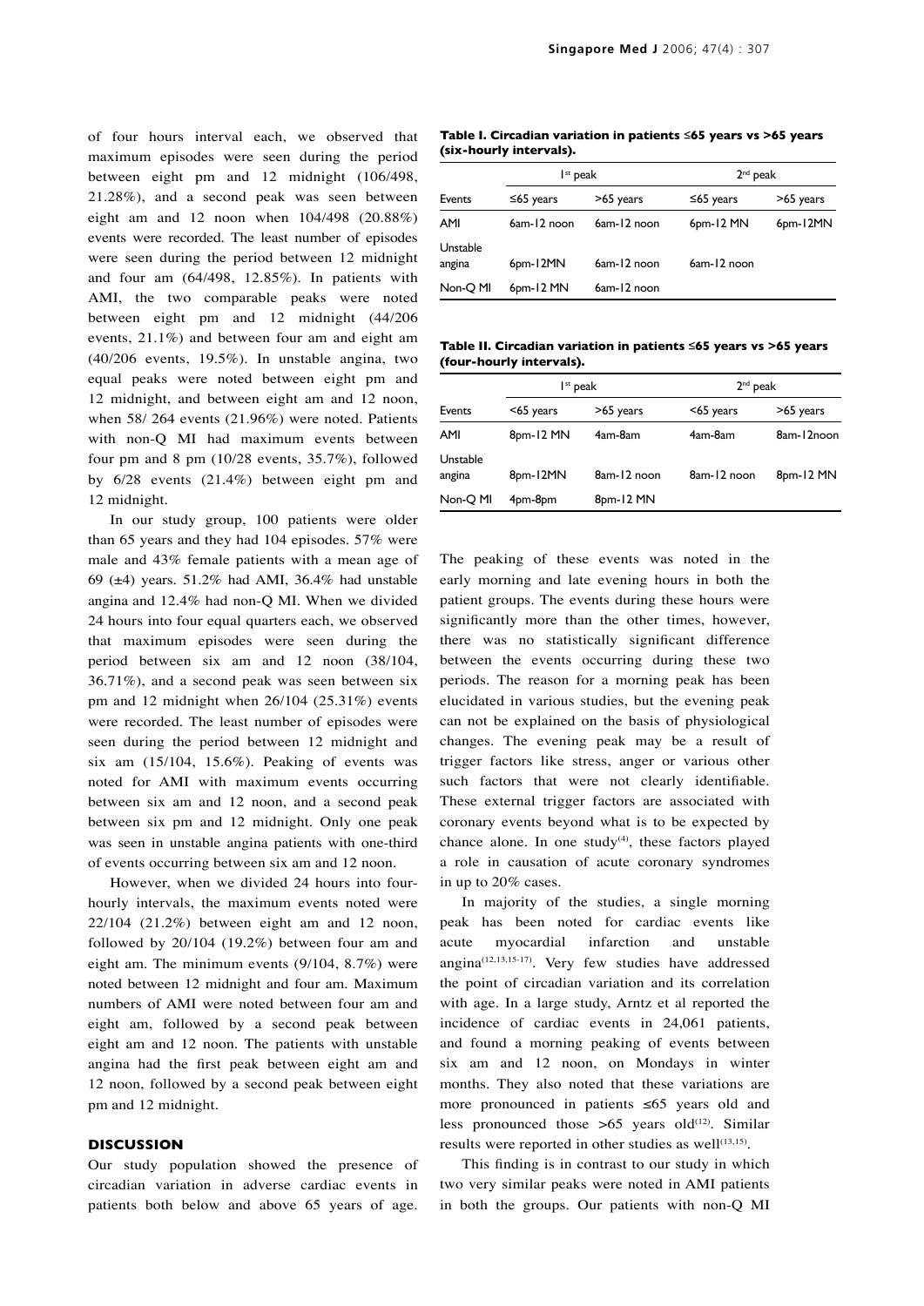of four hours interval each, we observed that maximum episodes were seen during the period between eight pm and 12 midnight (106/498, 21.28%), and a second peak was seen between eight am and 12 noon when 104/498 (20.88%) events were recorded. The least number of episodes were seen during the period between 12 midnight and four am (64/498, 12.85%). In patients with AMI, the two comparable peaks were noted between eight pm and 12 midnight (44/206 events, 21.1%) and between four am and eight am (40/206 events, 19.5%). In unstable angina, two equal peaks were noted between eight pm and 12 midnight, and between eight am and 12 noon, when 58/ 264 events (21.96%) were noted. Patients with non-Q MI had maximum events between four pm and 8 pm (10/28 events, 35.7%), followed by 6/28 events (21.4%) between eight pm and 12 midnight.

In our study group, 100 patients were older than 65 years and they had 104 episodes. 57% were male and 43% female patients with a mean age of 69 (±4) years. 51.2% had AMI, 36.4% had unstable angina and 12.4% had non-Q MI. When we divided 24 hours into four equal quarters each, we observed that maximum episodes were seen during the period between six am and 12 noon (38/104, 36.71%), and a second peak was seen between six pm and 12 midnight when 26/104 (25.31%) events were recorded. The least number of episodes were seen during the period between 12 midnight and six am (15/104, 15.6%). Peaking of events was noted for AMI with maximum events occurring between six am and 12 noon, and a second peak between six pm and 12 midnight. Only one peak was seen in unstable angina patients with one-third of events occurring between six am and 12 noon.

However, when we divided 24 hours into four-hourly intervals, the maximum events noted were 22/104 (21.2%) between eight am and 12 noon, followed by 20/104 (19.2%) between four am and eight am. The minimum events (9/104, 8.7%) were noted between 12 midnight and four am. Maximum numbers of AMI were noted between four am and eight am, followed by a second peak between eight am and 12 noon. The patients with unstable angina had the first peak between eight am and 12 noon, followed by a second peak between eight pm and 12 midnight.

**Table I. Circadian variation in patients ≤65 years vs >65 years (six-hourly intervals).**

| | 1st peak | | 2nd peak | |
|---|---|---|---|---|
| Events | ≤65 years | >65 years | ≤65 years | >65 years |
| AMI | 6am-12 noon | 6am-12 noon | 6pm-12 MN | 6pm-12MN |
| Unstable angina | 6pm-12MN | 6am-12 noon | 6am-12 noon | |
| Non-Q MI | 6pm-12 MN | 6am-12 noon | | |

**Table II. Circadian variation in patients ≤65 years vs >65 years (four-hourly intervals).**

| | 1st peak | | 2nd peak | |
|---|---|---|---|---|
| Events | <65 years | >65 years | <65 years | >65 years |
| AMI | 8pm-12 MN | 4am-8am | 4am-8am | 8am-12noon |
| Unstable angina | 8pm-12MN | 8am-12 noon | 8am-12 noon | 8pm-12 MN |
| Non-Q MI | 4pm-8pm | 8pm-12 MN | | |

## DISCUSSION

Our study population showed the presence of circadian variation in adverse cardiac events in patients both below and above 65 years of age. The peaking of these events was noted in the early morning and late evening hours in both the patient groups. The events during these hours were significantly more than the other times, however, there was no statistically significant difference between the events occurring during these two periods. The reason for a morning peak has been elucidated in various studies, but the evening peak can not be explained on the basis of physiological changes. The evening peak may be a result of trigger factors like stress, anger or various other such factors that were not clearly identifiable. These external trigger factors are associated with coronary events beyond what is to be expected by chance alone. In one study[4], these factors played a role in causation of acute coronary syndromes in up to 20% cases.

In majority of the studies, a single morning peak has been noted for cardiac events like acute myocardial infarction and unstable angina[12,13,15-17]. Very few studies have addressed the point of circadian variation and its correlation with age. In a large study, Arntz et al reported the incidence of cardiac events in 24,061 patients, and found a morning peaking of events between six am and 12 noon, on Mondays in winter months. They also noted that these variations are more pronounced in patients ≤65 years old and less pronounced those >65 years old[12]. Similar results were reported in other studies as well[13,15].

This finding is in contrast to our study in which two very similar peaks were noted in AMI patients in both the groups. Our patients with non-Q MI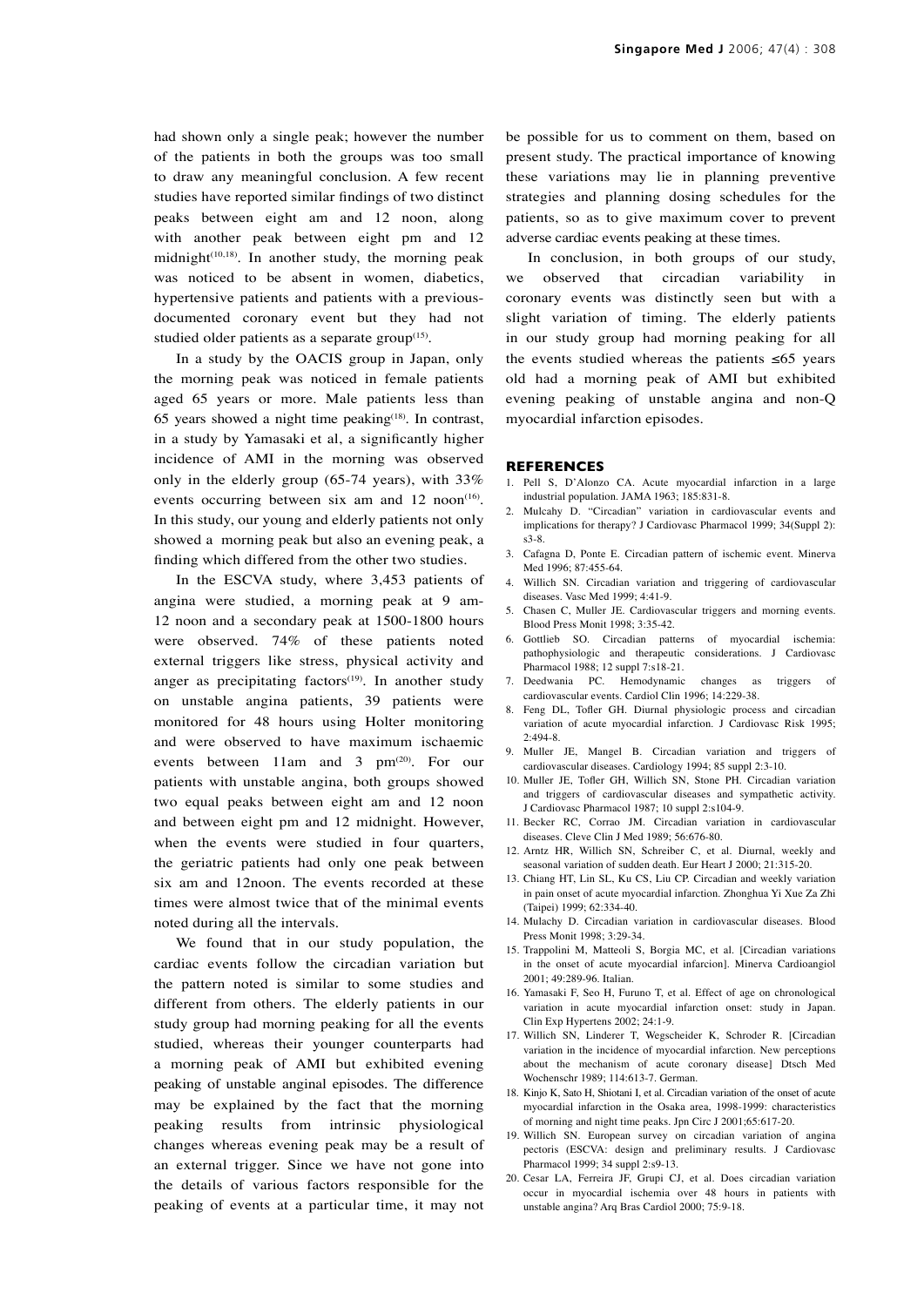had shown only a single peak; however the number of the patients in both the groups was too small to draw any meaningful conclusion. A few recent studies have reported similar findings of two distinct peaks between eight am and 12 noon, along with another peak between eight pm and 12 midnight[10,18]. In another study, the morning peak was noticed to be absent in women, diabetics, hypertensive patients and patients with a previous-documented coronary event but they had not studied older patients as a separate group[15].

In a study by the OACIS group in Japan, only the morning peak was noticed in female patients aged 65 years or more. Male patients less than 65 years showed a night time peaking[18]. In contrast, in a study by Yamasaki et al, a significantly higher incidence of AMI in the morning was observed only in the elderly group (65-74 years), with 33% events occurring between six am and 12 noon[16]. In this study, our young and elderly patients not only showed a morning peak but also an evening peak, a finding which differed from the other two studies.

In the ESCVA study, where 3,453 patients of angina were studied, a morning peak at 9 am-12 noon and a secondary peak at 1500-1800 hours were observed. 74% of these patients noted external triggers like stress, physical activity and anger as precipitating factors[19]. In another study on unstable angina patients, 39 patients were monitored for 48 hours using Holter monitoring and were observed to have maximum ischaemic events between 11am and 3 pm[20]. For our patients with unstable angina, both groups showed two equal peaks between eight am and 12 noon and between eight pm and 12 midnight. However, when the events were studied in four quarters, the geriatric patients had only one peak between six am and 12noon. The events recorded at these times were almost twice that of the minimal events noted during all the intervals.

We found that in our study population, the cardiac events follow the circadian variation but the pattern noted is similar to some studies and different from others. The elderly patients in our study group had morning peaking for all the events studied, whereas their younger counterparts had a morning peak of AMI but exhibited evening peaking of unstable anginal episodes. The difference may be explained by the fact that the morning peaking results from intrinsic physiological changes whereas evening peak may be a result of an external trigger. Since we have not gone into the details of various factors responsible for the peaking of events at a particular time, it may not be possible for us to comment on them, based on present study. The practical importance of knowing these variations may lie in planning preventive strategies and planning dosing schedules for the patients, so as to give maximum cover to prevent adverse cardiac events peaking at these times.

In conclusion, in both groups of our study, we observed that circadian variability in coronary events was distinctly seen but with a slight variation of timing. The elderly patients in our study group had morning peaking for all the events studied whereas the patients ≤65 years old had a morning peak of AMI but exhibited evening peaking of unstable angina and non-Q myocardial infarction episodes.

## REFERENCES

1. Pell S, D'Alonzo CA. Acute myocardial infarction in a large industrial population. JAMA 1963; 185:831-8.
2. Mulcahy D. "Circadian" variation in cardiovascular events and implications for therapy? J Cardiovasc Pharmacol 1999; 34(Suppl 2): s3-8.
3. Cafagna D, Ponte E. Circadian pattern of ischemic event. Minerva Med 1996; 87:455-64.
4. Willich SN. Circadian variation and triggering of cardiovascular diseases. Vasc Med 1999; 4:41-9.
5. Chasen C, Muller JE. Cardiovascular triggers and morning events. Blood Press Monit 1998; 3:35-42.
6. Gottlieb SO. Circadian patterns of myocardial ischemia: pathophysiologic and therapeutic considerations. J Cardiovasc Pharmacol 1988; 12 suppl 7:s18-21.
7. Deedwania PC. Hemodynamic changes as triggers of cardiovascular events. Cardiol Clin 1996; 14:229-38.
8. Feng DL, Tofler GH. Diurnal physiologic process and circadian variation of acute myocardial infarction. J Cardiovasc Risk 1995; 2:494-8.
9. Muller JE, Mangel B. Circadian variation and triggers of cardiovascular diseases. Cardiology 1994; 85 suppl 2:3-10.
10. Muller JE, Tofler GH, Willich SN, Stone PH. Circadian variation and triggers of cardiovascular diseases and sympathetic activity. J Cardiovasc Pharmacol 1987; 10 suppl 2:s104-9.
11. Becker RC, Corrao JM. Circadian variation in cardiovascular diseases. Cleve Clin J Med 1989; 56:676-80.
12. Arntz HR, Willich SN, Schreiber C, et al. Diurnal, weekly and seasonal variation of sudden death. Eur Heart J 2000; 21:315-20.
13. Chiang HT, Lin SL, Ku CS, Liu CP. Circadian and weekly variation in pain onset of acute myocardial infarction. Zhonghua Yi Xue Za Zhi (Taipei) 1999; 62:334-40.
14. Mulachy D. Circadian variation in cardiovascular diseases. Blood Press Monit 1998; 3:29-34.
15. Trappolini M, Matteoli S, Borgia MC, et al. [Circadian variations in the onset of acute myocardial infarcion]. Minerva Cardioangiol 2001; 49:289-96. Italian.
16. Yamasaki F, Seo H, Furuno T, et al. Effect of age on chronological variation in acute myocardial infarction onset: study in Japan. Clin Exp Hypertens 2002; 24:1-9.
17. Willich SN, Linderer T, Wegscheider K, Schroder R. [Circadian variation in the incidence of myocardial infarction. New perceptions about the mechanism of acute coronary disease] Dtsch Med Wochenschr 1989; 114:613-7. German.
18. Kinjo K, Sato H, Shiotani I, et al. Circadian variation of the onset of acute myocardial infarction in the Osaka area, 1998-1999: characteristics of morning and night time peaks. Jpn Circ J 2001;65:617-20.
19. Willich SN. European survey on circadian variation of angina pectoris (ESCVA): design and preliminary results. J Cardiovasc Pharmacol 1999; 34 suppl 2:s9-13.
20. Cesar LA, Ferreira JF, Grupi CJ, et al. Does circadian variation occur in myocardial ischemia over 48 hours in patients with unstable angina? Arq Bras Cardiol 2000; 75:9-18.